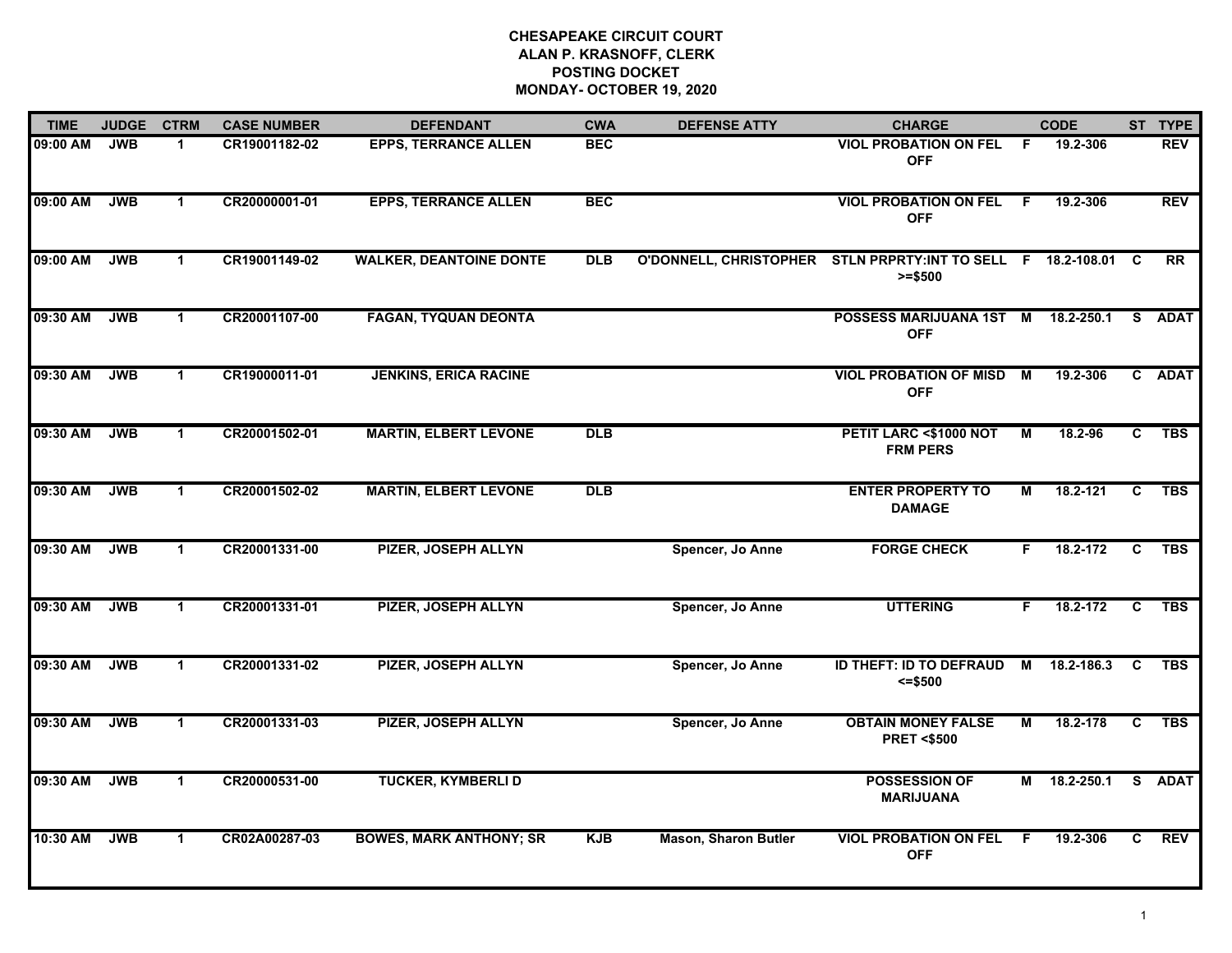# CHESAPEAKE CIRCUIT COURT
## ALAN P. KRASNOFF, CLERK
## POSTING DOCKET
## MONDAY- OCTOBER 19, 2020

| TIME | JUDGE | CTRM | CASE NUMBER | DEFENDANT | CWA | DEFENSE ATTY | CHARGE | | CODE | ST | TYPE |
|---|---|---|---|---|---|---|---|---|---|---|---|
| 09:00 AM | JWB | 1 | CR19001182-02 | EPPS, TERRANCE ALLEN | BEC | | VIOL PROBATION ON FEL OFF | F | 19.2-306 | | REV |
| 09:00 AM | JWB | 1 | CR20000001-01 | EPPS, TERRANCE ALLEN | BEC | | VIOL PROBATION ON FEL OFF | F | 19.2-306 | | REV |
| 09:00 AM | JWB | 1 | CR19001149-02 | WALKER, DEANTOINE DONTE | DLB | O'DONNELL, CHRISTOPHER | STLN PRPRTY:INT TO SELL >=$500 | F | 18.2-108.01 | C | RR |
| 09:30 AM | JWB | 1 | CR20001107-00 | FAGAN, TYQUAN DEONTA | | | POSSESS MARIJUANA 1ST OFF | M | 18.2-250.1 | S | ADAT |
| 09:30 AM | JWB | 1 | CR19000011-01 | JENKINS, ERICA RACINE | | | VIOL PROBATION OF MISD OFF | M | 19.2-306 | C | ADAT |
| 09:30 AM | JWB | 1 | CR20001502-01 | MARTIN, ELBERT LEVONE | DLB | | PETIT LARC <$1000 NOT FRM PERS | M | 18.2-96 | C | TBS |
| 09:30 AM | JWB | 1 | CR20001502-02 | MARTIN, ELBERT LEVONE | DLB | | ENTER PROPERTY TO DAMAGE | M | 18.2-121 | C | TBS |
| 09:30 AM | JWB | 1 | CR20001331-00 | PIZER, JOSEPH ALLYN | | Spencer, Jo Anne | FORGE CHECK | F | 18.2-172 | C | TBS |
| 09:30 AM | JWB | 1 | CR20001331-01 | PIZER, JOSEPH ALLYN | | Spencer, Jo Anne | UTTERING | F | 18.2-172 | C | TBS |
| 09:30 AM | JWB | 1 | CR20001331-02 | PIZER, JOSEPH ALLYN | | Spencer, Jo Anne | ID THEFT: ID TO DEFRAUD <=$500 | M | 18.2-186.3 | C | TBS |
| 09:30 AM | JWB | 1 | CR20001331-03 | PIZER, JOSEPH ALLYN | | Spencer, Jo Anne | OBTAIN MONEY FALSE PRET <$500 | M | 18.2-178 | C | TBS |
| 09:30 AM | JWB | 1 | CR20000531-00 | TUCKER, KYMBERLI D | | | POSSESSION OF MARIJUANA | M | 18.2-250.1 | S | ADAT |
| 10:30 AM | JWB | 1 | CR02A00287-03 | BOWES, MARK ANTHONY; SR | KJB | Mason, Sharon Butler | VIOL PROBATION ON FEL OFF | F | 19.2-306 | C | REV |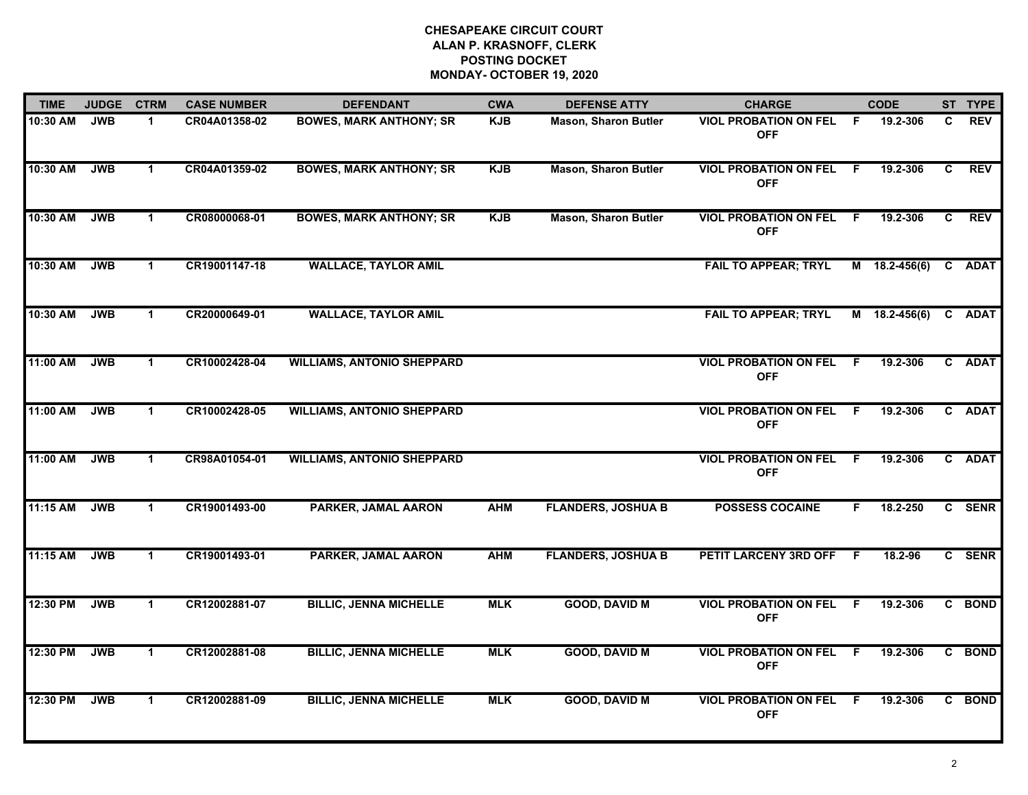**CHESAPEAKE CIRCUIT COURT**
**ALAN P. KRASNOFF, CLERK**
**POSTING DOCKET**
**MONDAY- OCTOBER 19, 2020**

| TIME | JUDGE | CTRM | CASE NUMBER | DEFENDANT | CWA | DEFENSE ATTY | CHARGE | | CODE | ST | TYPE |
|---|---|---|---|---|---|---|---|---|---|---|---|
| 10:30 AM | JWB | 1 | CR04A01358-02 | BOWES, MARK ANTHONY; SR | KJB | Mason, Sharon Butler | VIOL PROBATION ON FEL OFF | F | 19.2-306 | C | REV |
| 10:30 AM | JWB | 1 | CR04A01359-02 | BOWES, MARK ANTHONY; SR | KJB | Mason, Sharon Butler | VIOL PROBATION ON FEL OFF | F | 19.2-306 | C | REV |
| 10:30 AM | JWB | 1 | CR08000068-01 | BOWES, MARK ANTHONY; SR | KJB | Mason, Sharon Butler | VIOL PROBATION ON FEL OFF | F | 19.2-306 | C | REV |
| 10:30 AM | JWB | 1 | CR19001147-18 | WALLACE, TAYLOR AMIL | | | FAIL TO APPEAR; TRYL | M | 18.2-456(6) | C | ADAT |
| 10:30 AM | JWB | 1 | CR20000649-01 | WALLACE, TAYLOR AMIL | | | FAIL TO APPEAR; TRYL | M | 18.2-456(6) | C | ADAT |
| 11:00 AM | JWB | 1 | CR10002428-04 | WILLIAMS, ANTONIO SHEPPARD | | | VIOL PROBATION ON FEL OFF | F | 19.2-306 | C | ADAT |
| 11:00 AM | JWB | 1 | CR10002428-05 | WILLIAMS, ANTONIO SHEPPARD | | | VIOL PROBATION ON FEL OFF | F | 19.2-306 | C | ADAT |
| 11:00 AM | JWB | 1 | CR98A01054-01 | WILLIAMS, ANTONIO SHEPPARD | | | VIOL PROBATION ON FEL OFF | F | 19.2-306 | C | ADAT |
| 11:15 AM | JWB | 1 | CR19001493-00 | PARKER, JAMAL AARON | AHM | FLANDERS, JOSHUA B | POSSESS COCAINE | F | 18.2-250 | C | SENR |
| 11:15 AM | JWB | 1 | CR19001493-01 | PARKER, JAMAL AARON | AHM | FLANDERS, JOSHUA B | PETIT LARCENY 3RD OFF | F | 18.2-96 | C | SENR |
| 12:30 PM | JWB | 1 | CR12002881-07 | BILLIC, JENNA MICHELLE | MLK | GOOD, DAVID M | VIOL PROBATION ON FEL OFF | F | 19.2-306 | C | BOND |
| 12:30 PM | JWB | 1 | CR12002881-08 | BILLIC, JENNA MICHELLE | MLK | GOOD, DAVID M | VIOL PROBATION ON FEL OFF | F | 19.2-306 | C | BOND |
| 12:30 PM | JWB | 1 | CR12002881-09 | BILLIC, JENNA MICHELLE | MLK | GOOD, DAVID M | VIOL PROBATION ON FEL OFF | F | 19.2-306 | C | BOND |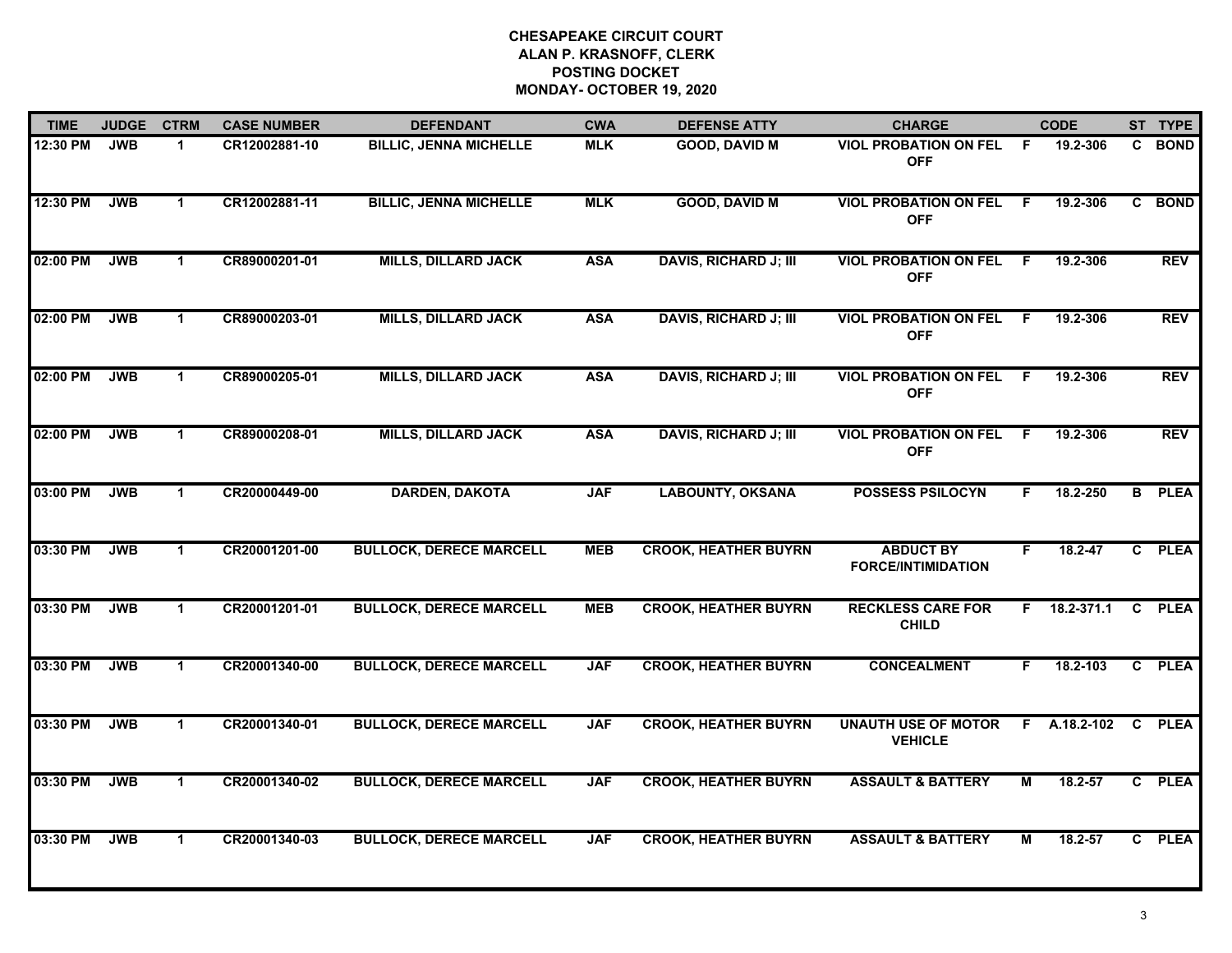**CHESAPEAKE CIRCUIT COURT**
**ALAN P. KRASNOFF, CLERK**
**POSTING DOCKET**
**MONDAY- OCTOBER 19, 2020**

| TIME | JUDGE | CTRM | CASE NUMBER | DEFENDANT | CWA | DEFENSE ATTY | CHARGE | | CODE | ST | TYPE |
|---|---|---|---|---|---|---|---|---|---|---|---|
| 12:30 PM | JWB | 1 | CR12002881-10 | BILLIC, JENNA MICHELLE | MLK | GOOD, DAVID M | VIOL PROBATION ON FEL OFF | F | 19.2-306 | C | BOND |
| 12:30 PM | JWB | 1 | CR12002881-11 | BILLIC, JENNA MICHELLE | MLK | GOOD, DAVID M | VIOL PROBATION ON FEL OFF | F | 19.2-306 | C | BOND |
| 02:00 PM | JWB | 1 | CR89000201-01 | MILLS, DILLARD JACK | ASA | DAVIS, RICHARD J; III | VIOL PROBATION ON FEL OFF | F | 19.2-306 | | REV |
| 02:00 PM | JWB | 1 | CR89000203-01 | MILLS, DILLARD JACK | ASA | DAVIS, RICHARD J; III | VIOL PROBATION ON FEL OFF | F | 19.2-306 | | REV |
| 02:00 PM | JWB | 1 | CR89000205-01 | MILLS, DILLARD JACK | ASA | DAVIS, RICHARD J; III | VIOL PROBATION ON FEL OFF | F | 19.2-306 | | REV |
| 02:00 PM | JWB | 1 | CR89000208-01 | MILLS, DILLARD JACK | ASA | DAVIS, RICHARD J; III | VIOL PROBATION ON FEL OFF | F | 19.2-306 | | REV |
| 03:00 PM | JWB | 1 | CR20000449-00 | DARDEN, DAKOTA | JAF | LABOUNTY, OKSANA | POSSESS PSILOCYN | F | 18.2-250 | B | PLEA |
| 03:30 PM | JWB | 1 | CR20001201-00 | BULLOCK, DERECE MARCELL | MEB | CROOK, HEATHER BUYRN | ABDUCT BY FORCE/INTIMIDATION | F | 18.2-47 | C | PLEA |
| 03:30 PM | JWB | 1 | CR20001201-01 | BULLOCK, DERECE MARCELL | MEB | CROOK, HEATHER BUYRN | RECKLESS CARE FOR CHILD | F | 18.2-371.1 | C | PLEA |
| 03:30 PM | JWB | 1 | CR20001340-00 | BULLOCK, DERECE MARCELL | JAF | CROOK, HEATHER BUYRN | CONCEALMENT | F | 18.2-103 | C | PLEA |
| 03:30 PM | JWB | 1 | CR20001340-01 | BULLOCK, DERECE MARCELL | JAF | CROOK, HEATHER BUYRN | UNAUTH USE OF MOTOR VEHICLE | F | A.18.2-102 | C | PLEA |
| 03:30 PM | JWB | 1 | CR20001340-02 | BULLOCK, DERECE MARCELL | JAF | CROOK, HEATHER BUYRN | ASSAULT & BATTERY | M | 18.2-57 | C | PLEA |
| 03:30 PM | JWB | 1 | CR20001340-03 | BULLOCK, DERECE MARCELL | JAF | CROOK, HEATHER BUYRN | ASSAULT & BATTERY | M | 18.2-57 | C | PLEA |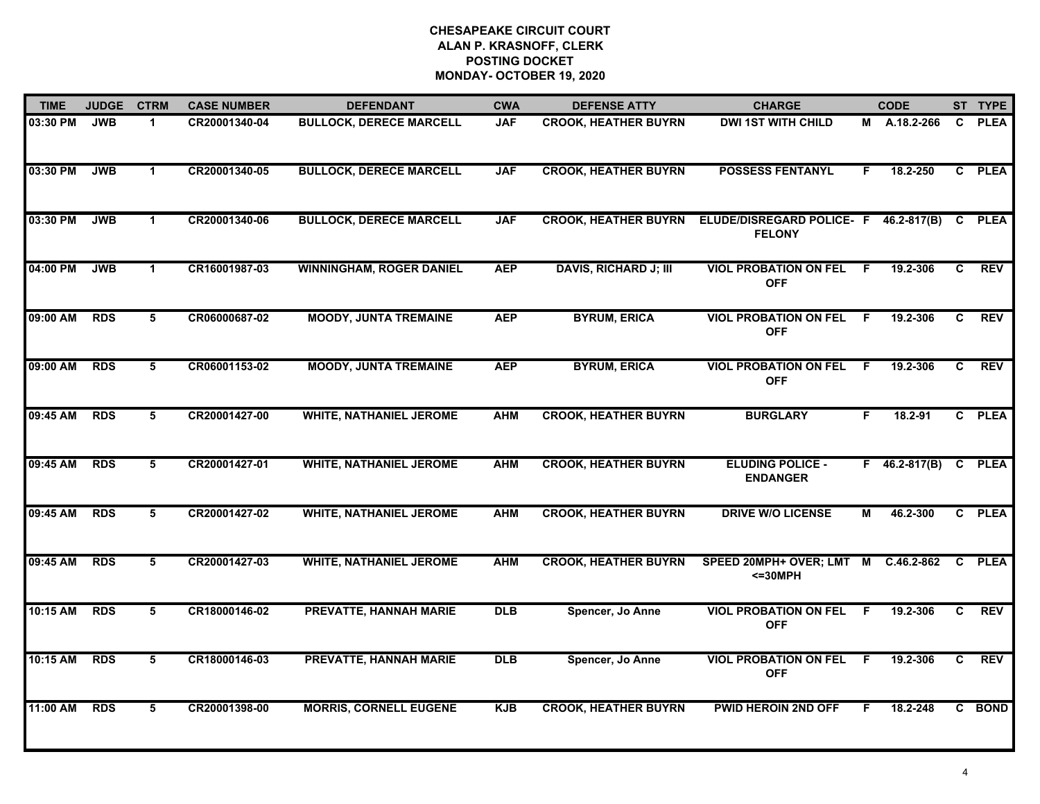# CHESAPEAKE CIRCUIT COURT
## ALAN P. KRASNOFF, CLERK
## POSTING DOCKET
## MONDAY- OCTOBER 19, 2020

| TIME | JUDGE | CTRM | CASE NUMBER | DEFENDANT | CWA | DEFENSE ATTY | CHARGE | | CODE | ST | TYPE |
|---|---|---|---|---|---|---|---|---|---|---|---|
| 03:30 PM | JWB | 1 | CR20001340-04 | BULLOCK, DERECE MARCELL | JAF | CROOK, HEATHER BUYRN | DWI 1ST WITH CHILD | M | A.18.2-266 | C | PLEA |
| 03:30 PM | JWB | 1 | CR20001340-05 | BULLOCK, DERECE MARCELL | JAF | CROOK, HEATHER BUYRN | POSSESS FENTANYL | F | 18.2-250 | C | PLEA |
| 03:30 PM | JWB | 1 | CR20001340-06 | BULLOCK, DERECE MARCELL | JAF | CROOK, HEATHER BUYRN | ELUDE/DISREGARD POLICE- FELONY | F | 46.2-817(B) | C | PLEA |
| 04:00 PM | JWB | 1 | CR16001987-03 | WINNINGHAM, ROGER DANIEL | AEP | DAVIS, RICHARD J; III | VIOL PROBATION ON FEL OFF | F | 19.2-306 | C | REV |
| 09:00 AM | RDS | 5 | CR06000687-02 | MOODY, JUNTA TREMAINE | AEP | BYRUM, ERICA | VIOL PROBATION ON FEL OFF | F | 19.2-306 | C | REV |
| 09:00 AM | RDS | 5 | CR06001153-02 | MOODY, JUNTA TREMAINE | AEP | BYRUM, ERICA | VIOL PROBATION ON FEL OFF | F | 19.2-306 | C | REV |
| 09:45 AM | RDS | 5 | CR20001427-00 | WHITE, NATHANIEL JEROME | AHM | CROOK, HEATHER BUYRN | BURGLARY | F | 18.2-91 | C | PLEA |
| 09:45 AM | RDS | 5 | CR20001427-01 | WHITE, NATHANIEL JEROME | AHM | CROOK, HEATHER BUYRN | ELUDING POLICE - ENDANGER | F | 46.2-817(B) | C | PLEA |
| 09:45 AM | RDS | 5 | CR20001427-02 | WHITE, NATHANIEL JEROME | AHM | CROOK, HEATHER BUYRN | DRIVE W/O LICENSE | M | 46.2-300 | C | PLEA |
| 09:45 AM | RDS | 5 | CR20001427-03 | WHITE, NATHANIEL JEROME | AHM | CROOK, HEATHER BUYRN | SPEED 20MPH+ OVER; LMT <=30MPH | M | C.46.2-862 | C | PLEA |
| 10:15 AM | RDS | 5 | CR18000146-02 | PREVATTE, HANNAH MARIE | DLB | Spencer, Jo Anne | VIOL PROBATION ON FEL OFF | F | 19.2-306 | C | REV |
| 10:15 AM | RDS | 5 | CR18000146-03 | PREVATTE, HANNAH MARIE | DLB | Spencer, Jo Anne | VIOL PROBATION ON FEL OFF | F | 19.2-306 | C | REV |
| 11:00 AM | RDS | 5 | CR20001398-00 | MORRIS, CORNELL EUGENE | KJB | CROOK, HEATHER BUYRN | PWID HEROIN 2ND OFF | F | 18.2-248 | C | BOND |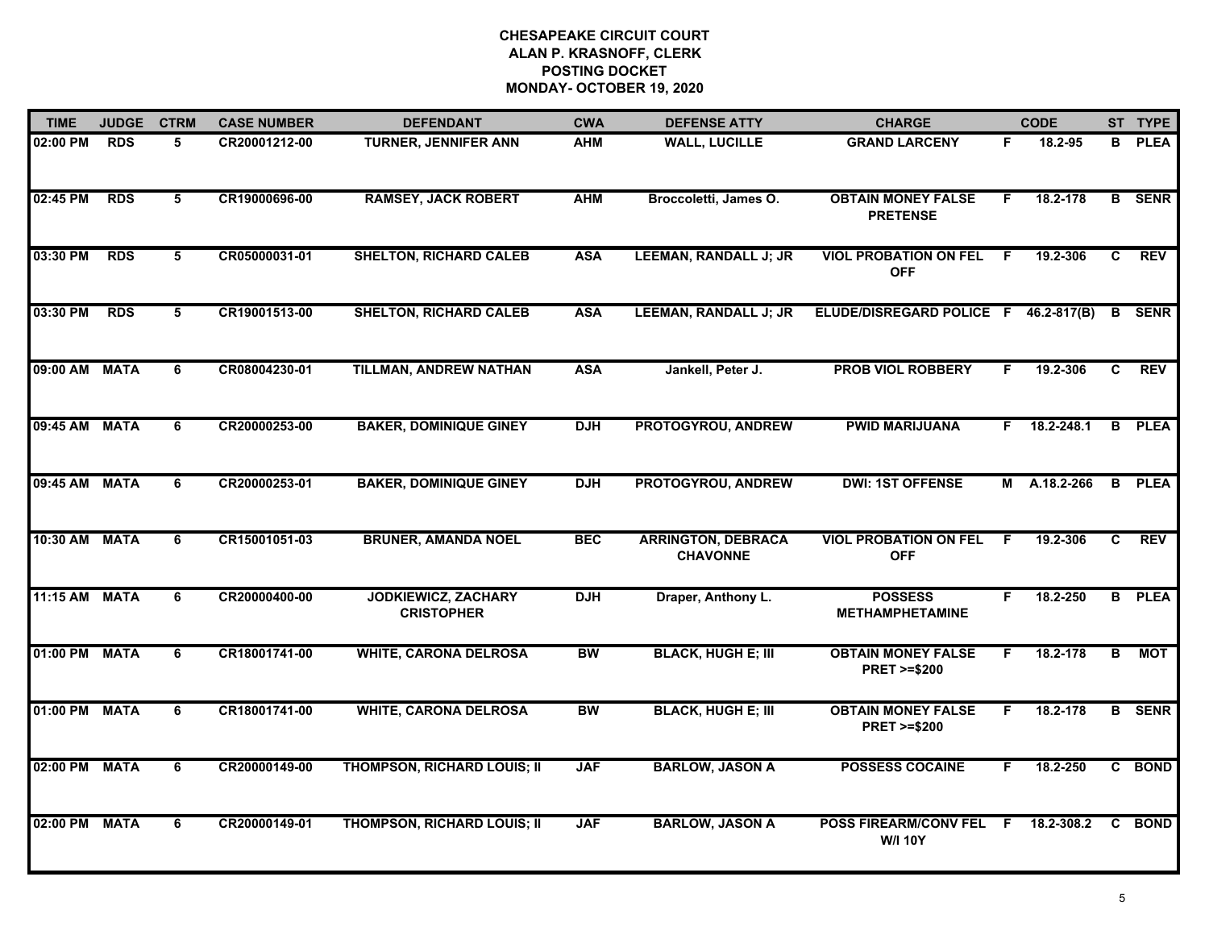# CHESAPEAKE CIRCUIT COURT
## ALAN P. KRASNOFF, CLERK
## POSTING DOCKET
## MONDAY- OCTOBER 19, 2020

| TIME | JUDGE | CTRM | CASE NUMBER | DEFENDANT | CWA | DEFENSE ATTY | CHARGE | | CODE | ST | TYPE |
|---|---|---|---|---|---|---|---|---|---|---|---|
| 02:00 PM | RDS | 5 | CR20001212-00 | TURNER, JENNIFER ANN | AHM | WALL, LUCILLE | GRAND LARCENY | F | 18.2-95 | B | PLEA |
| 02:45 PM | RDS | 5 | CR19000696-00 | RAMSEY, JACK ROBERT | AHM | Broccoletti, James O. | OBTAIN MONEY FALSE PRETENSE | F | 18.2-178 | B | SENR |
| 03:30 PM | RDS | 5 | CR05000031-01 | SHELTON, RICHARD CALEB | ASA | LEEMAN, RANDALL J; JR | VIOL PROBATION ON FEL OFF | F | 19.2-306 | C | REV |
| 03:30 PM | RDS | 5 | CR19001513-00 | SHELTON, RICHARD CALEB | ASA | LEEMAN, RANDALL J; JR | ELUDE/DISREGARD POLICE | F | 46.2-817(B) | B | SENR |
| 09:00 AM | MATA | 6 | CR08004230-01 | TILLMAN, ANDREW NATHAN | ASA | Jankell, Peter J. | PROB VIOL ROBBERY | F | 19.2-306 | C | REV |
| 09:45 AM | MATA | 6 | CR20000253-00 | BAKER, DOMINIQUE GINEY | DJH | PROTOGYROU, ANDREW | PWID MARIJUANA | F | 18.2-248.1 | B | PLEA |
| 09:45 AM | MATA | 6 | CR20000253-01 | BAKER, DOMINIQUE GINEY | DJH | PROTOGYROU, ANDREW | DWI: 1ST OFFENSE | M | A.18.2-266 | B | PLEA |
| 10:30 AM | MATA | 6 | CR15001051-03 | BRUNER, AMANDA NOEL | BEC | ARRINGTON, DEBRACA CHAVONNE | VIOL PROBATION ON FEL OFF | F | 19.2-306 | C | REV |
| 11:15 AM | MATA | 6 | CR20000400-00 | JODKIEWICZ, ZACHARY CRISTOPHER | DJH | Draper, Anthony L. | POSSESS METHAMPHETAMINE | F | 18.2-250 | B | PLEA |
| 01:00 PM | MATA | 6 | CR18001741-00 | WHITE, CARONA DELROSA | BW | BLACK, HUGH E; III | OBTAIN MONEY FALSE PRET >=$200 | F | 18.2-178 | B | MOT |
| 01:00 PM | MATA | 6 | CR18001741-00 | WHITE, CARONA DELROSA | BW | BLACK, HUGH E; III | OBTAIN MONEY FALSE PRET >=$200 | F | 18.2-178 | B | SENR |
| 02:00 PM | MATA | 6 | CR20000149-00 | THOMPSON, RICHARD LOUIS; II | JAF | BARLOW, JASON A | POSSESS COCAINE | F | 18.2-250 | C | BOND |
| 02:00 PM | MATA | 6 | CR20000149-01 | THOMPSON, RICHARD LOUIS; II | JAF | BARLOW, JASON A | POSS FIREARM/CONV FEL W/I 10Y | F | 18.2-308.2 | C | BOND |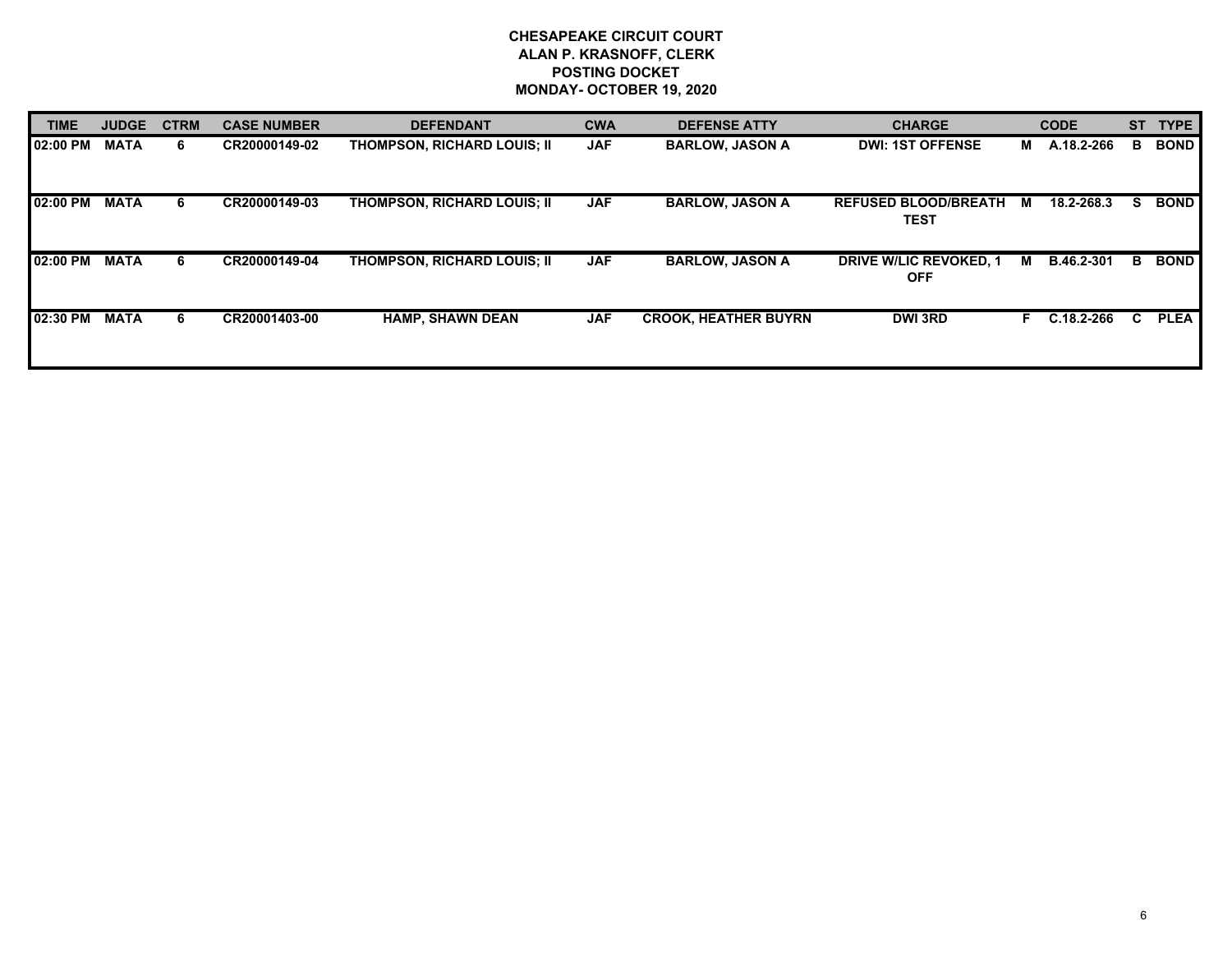**CHESAPEAKE CIRCUIT COURT**
**ALAN P. KRASNOFF, CLERK**
**POSTING DOCKET**
**MONDAY- OCTOBER 19, 2020**

| TIME | JUDGE | CTRM | CASE NUMBER | DEFENDANT | CWA | DEFENSE ATTY | CHARGE | | CODE | ST | TYPE |
|---|---|---|---|---|---|---|---|---|---|---|---|
| 02:00 PM | MATA | 6 | CR20000149-02 | THOMPSON, RICHARD LOUIS; II | JAF | BARLOW, JASON A | DWI: 1ST OFFENSE | M | A.18.2-266 | B | BOND |
| 02:00 PM | MATA | 6 | CR20000149-03 | THOMPSON, RICHARD LOUIS; II | JAF | BARLOW, JASON A | REFUSED BLOOD/BREATH TEST | M | 18.2-268.3 | S | BOND |
| 02:00 PM | MATA | 6 | CR20000149-04 | THOMPSON, RICHARD LOUIS; II | JAF | BARLOW, JASON A | DRIVE W/LIC REVOKED, 1 OFF | M | B.46.2-301 | B | BOND |
| 02:30 PM | MATA | 6 | CR20001403-00 | HAMP, SHAWN DEAN | JAF | CROOK, HEATHER BUYRN | DWI 3RD | F | C.18.2-266 | C | PLEA |